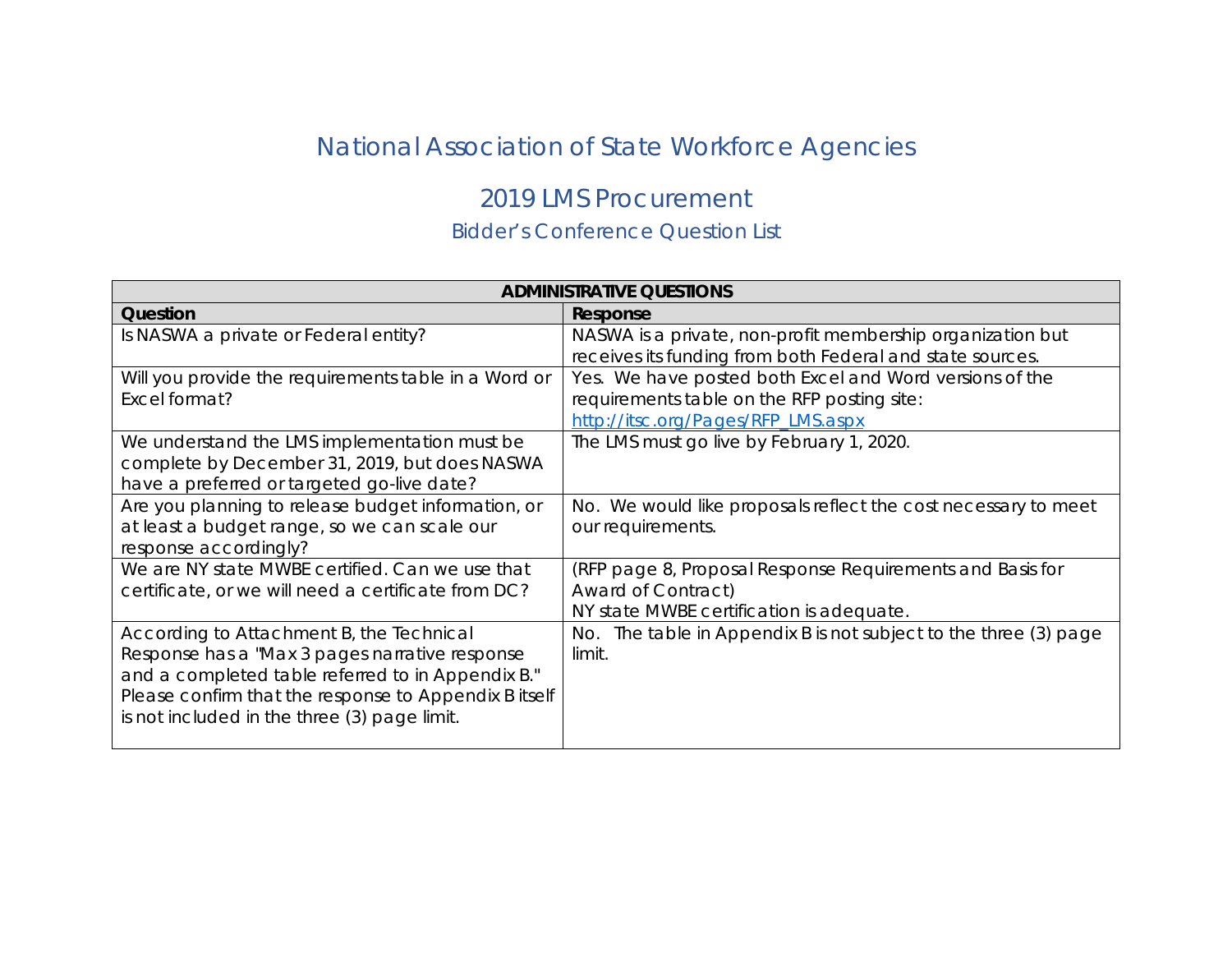# National Association of State Workforce Agencies

## 2019 LMS Procurement

### Bidder's Conference Question List

| ADMINISTRATIVE QUESTIONS | |
|---|---|
| **Question** | **Response** |
| Is NASWA a private or Federal entity? | NASWA is a private, non-profit membership organization but receives its funding from both Federal and state sources. |
| Will you provide the requirements table in a Word or Excel format? | Yes. We have posted both Excel and Word versions of the requirements table on the RFP posting site: [http://itsc.org/Pages/RFP_LMS.aspx](http://itsc.org/Pages/RFP_LMS.aspx) |
| We understand the LMS implementation must be complete by December 31, 2019, but does NASWA have a preferred or targeted go-live date? | The LMS must go live by February 1, 2020. |
| Are you planning to release budget information, or at least a budget range, so we can scale our response accordingly? | No. We would like proposals reflect the cost necessary to meet our requirements. |
| We are NY state MWBE certified. Can we use that certificate, or we will need a certificate from DC? | (RFP page 8, Proposal Response Requirements and Basis for Award of Contract)<br>NY state MWBE certification is adequate. |
| According to Attachment B, the Technical Response has a "Max 3 pages narrative response and a completed table referred to in Appendix B." Please confirm that the response to Appendix B itself is not included in the three (3) page limit. | No. The table in Appendix B is not subject to the three (3) page limit. |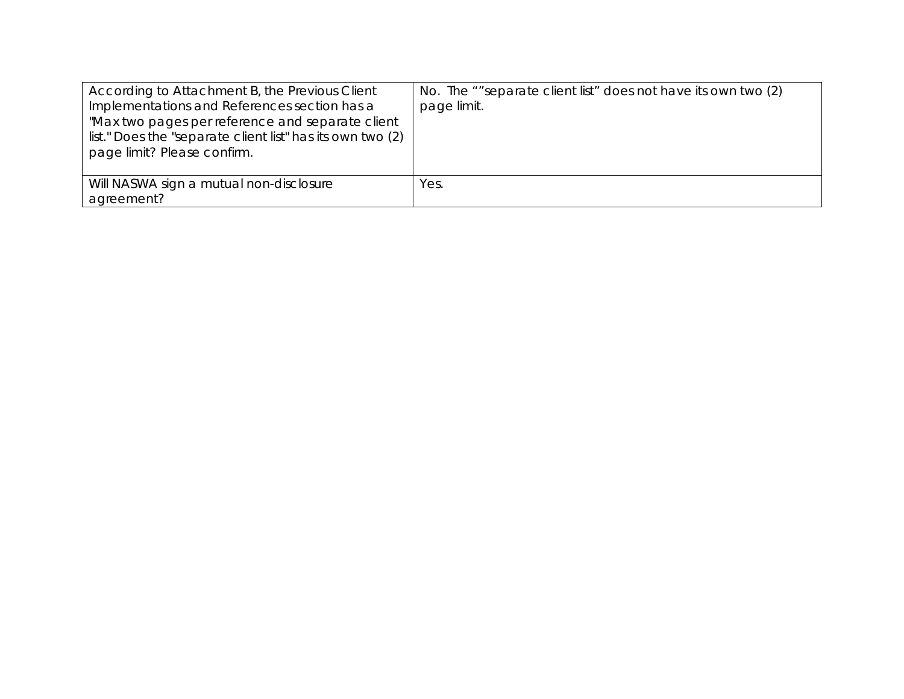| | |
|---|---|
| According to Attachment B, the Previous Client Implementations and References section has a "Max two pages per reference and separate client list." Does the "separate client list" has its own two (2) page limit? Please confirm. | No. The “”separate client list” does not have its own two (2) page limit. |
| Will NASWA sign a mutual non-disclosure agreement? | Yes. |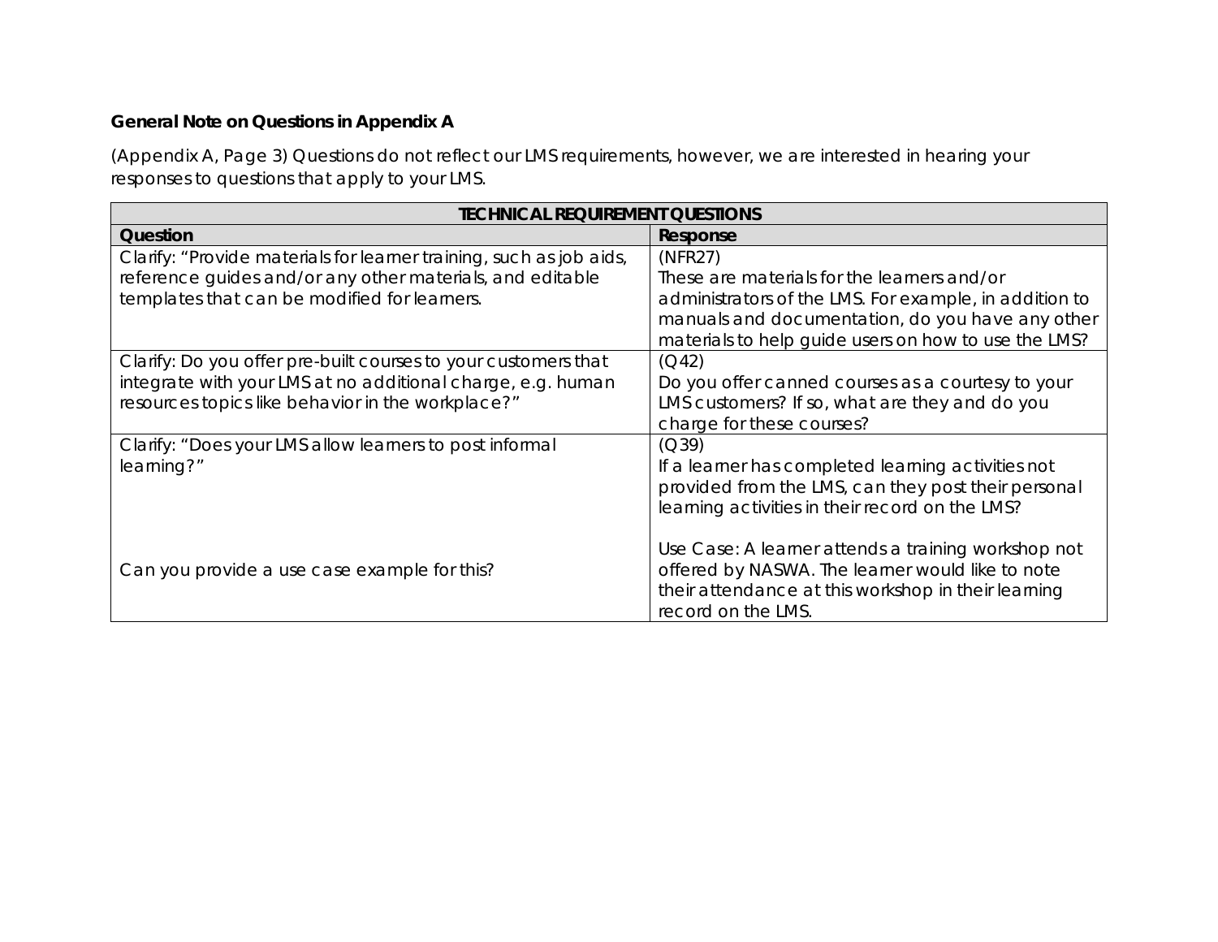**General Note on Questions in Appendix A**

(Appendix A, Page 3) Questions do not reflect our LMS requirements, however, we are interested in hearing your responses to questions that apply to your LMS.

| TECHNICAL REQUIREMENT QUESTIONS | |
|---|---|
| **Question** | **Response** |
| Clarify: "Provide materials for learner training, such as job aids, reference guides and/or any other materials, and editable templates that can be modified for learners. | (NFR27)<br>These are materials for the learners and/or administrators of the LMS. For example, in addition to manuals and documentation, do you have any other materials to help guide users on how to use the LMS? |
| Clarify: Do you offer pre-built courses to your customers that integrate with your LMS at no additional charge, e.g. human resources topics like behavior in the workplace?" | (Q42)<br>Do you offer canned courses as a courtesy to your LMS customers? If so, what are they and do you charge for these courses? |
| Clarify: "Does your LMS allow learners to post informal learning?"<br><br>Can you provide a use case example for this? | (Q39)<br>If a learner has completed learning activities not provided from the LMS, can they post their personal learning activities in their record on the LMS?<br><br>Use Case: A learner attends a training workshop not offered by NASWA. The learner would like to note their attendance at this workshop in their learning record on the LMS. |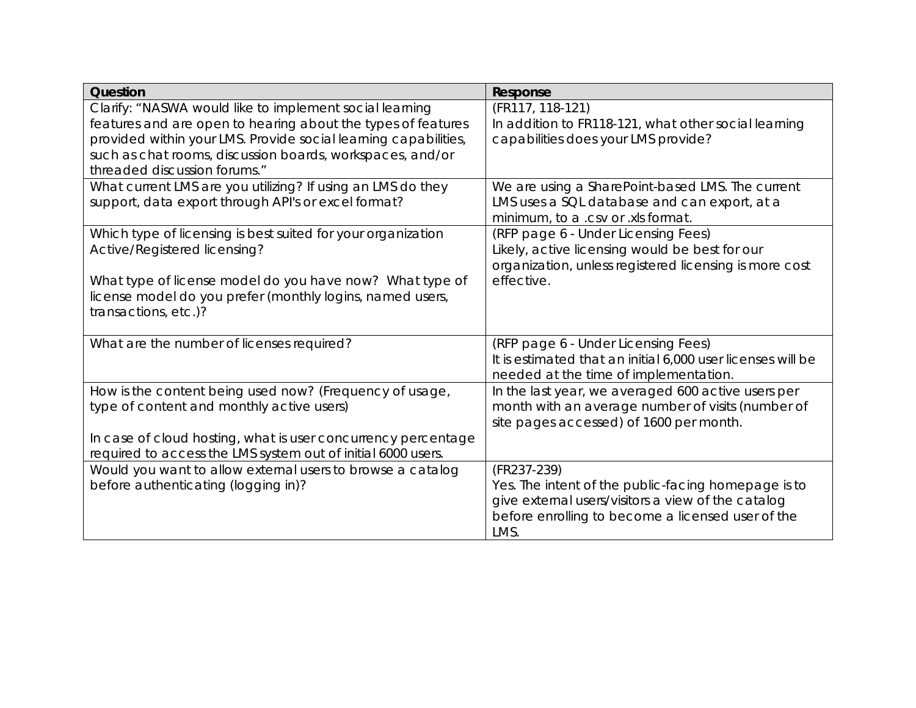| Question | Response |
| --- | --- |
| Clarify: "NASWA would like to implement social learning features and are open to hearing about the types of features provided within your LMS. Provide social learning capabilities, such as chat rooms, discussion boards, workspaces, and/or threaded discussion forums." | (FR117, 118-121)<br>In addition to FR118-121, what other social learning capabilities does your LMS provide? |
| What current LMS are you utilizing? If using an LMS do they support, data export through API's or excel format? | We are using a SharePoint-based LMS. The current LMS uses a SQL database and can export, at a minimum, to a .csv or .xls format. |
| Which type of licensing is best suited for your organization Active/Registered licensing?<br><br>What type of license model do you have now? What type of license model do you prefer (monthly logins, named users, transactions, etc.)? | (RFP page 6 - Under Licensing Fees)<br>Likely, active licensing would be best for our organization, unless registered licensing is more cost effective. |
| What are the number of licenses required? | (RFP page 6 - Under Licensing Fees)<br>It is estimated that an initial 6,000 user licenses will be needed at the time of implementation. |
| How is the content being used now? (Frequency of usage, type of content and monthly active users)<br><br>In case of cloud hosting, what is user concurrency percentage required to access the LMS system out of initial 6000 users. | In the last year, we averaged 600 active users per month with an average number of visits (number of site pages accessed) of 1600 per month. |
| Would you want to allow external users to browse a catalog before authenticating (logging in)? | (FR237-239)<br>Yes. The intent of the public-facing homepage is to give external users/visitors a view of the catalog before enrolling to become a licensed user of the LMS. |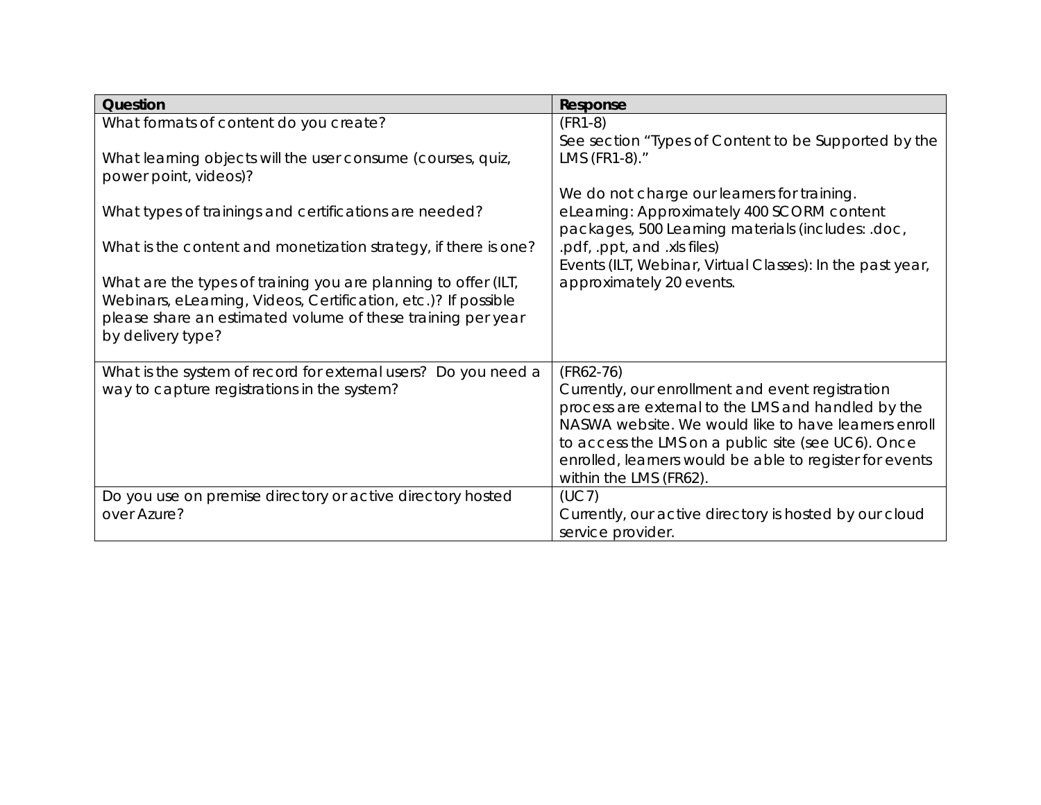| Question | Response |
| --- | --- |
| What formats of content do you create?<br><br>What learning objects will the user consume (courses, quiz, power point, videos)?<br><br>What types of trainings and certifications are needed?<br><br>What is the content and monetization strategy, if there is one?<br><br>What are the types of training you are planning to offer (ILT, Webinars, eLearning, Videos, Certification, etc.)? If possible please share an estimated volume of these training per year by delivery type? | (FR1-8)<br>See section "Types of Content to be Supported by the LMS (FR1-8)."<br><br>We do not charge our learners for training.<br>eLearning: Approximately 400 SCORM content packages, 500 Learning materials (includes: .doc, .pdf, .ppt, and .xls files)<br>Events (ILT, Webinar, Virtual Classes): In the past year, approximately 20 events. |
| What is the system of record for external users? Do you need a way to capture registrations in the system? | (FR62-76)<br>Currently, our enrollment and event registration process are external to the LMS and handled by the NASWA website. We would like to have learners enroll to access the LMS on a public site (see UC6). Once enrolled, learners would be able to register for events within the LMS (FR62). |
| Do you use on premise directory or active directory hosted over Azure? | (UC7)<br>Currently, our active directory is hosted by our cloud service provider. |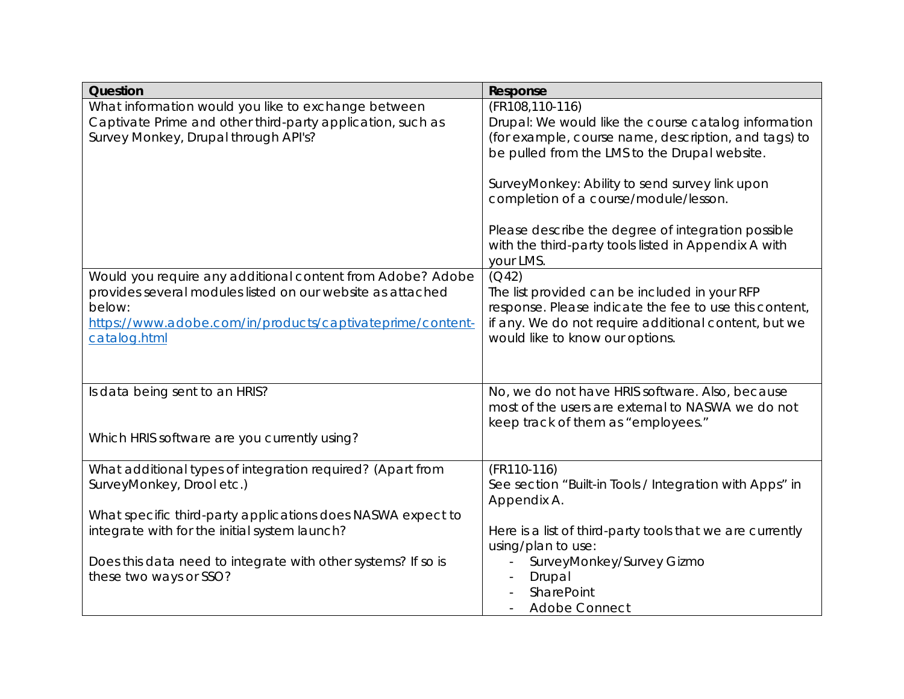| Question | Response |
| --- | --- |
| What information would you like to exchange between Captivate Prime and other third-party application, such as Survey Monkey, Drupal through API's? | (FR108,110-116)<br>Drupal: We would like the course catalog information (for example, course name, description, and tags) to be pulled from the LMS to the Drupal website.<br><br>SurveyMonkey: Ability to send survey link upon completion of a course/module/lesson.<br><br>Please describe the degree of integration possible with the third-party tools listed in Appendix A with your LMS. |
| Would you require any additional content from Adobe? Adobe provides several modules listed on our website as attached below:<br>[https://www.adobe.com/in/products/captivateprime/content-catalog.html](https://www.adobe.com/in/products/captivateprime/content-catalog.html) | (Q42)<br>The list provided can be included in your RFP response. Please indicate the fee to use this content, if any. We do not require additional content, but we would like to know our options. |
| Is data being sent to an HRIS?<br><br>Which HRIS software are you currently using? | No, we do not have HRIS software. Also, because most of the users are external to NASWA we do not keep track of them as "employees." |
| What additional types of integration required? (Apart from SurveyMonkey, Drool etc.)<br><br>What specific third-party applications does NASWA expect to integrate with for the initial system launch?<br><br>Does this data need to integrate with other systems? If so is these two ways or SSO? | (FR110-116)<br>See section "Built-in Tools / Integration with Apps" in Appendix A.<br><br>Here is a list of third-party tools that we are currently using/plan to use:<br>- SurveyMonkey/Survey Gizmo<br>- Drupal<br>- SharePoint<br>- Adobe Connect |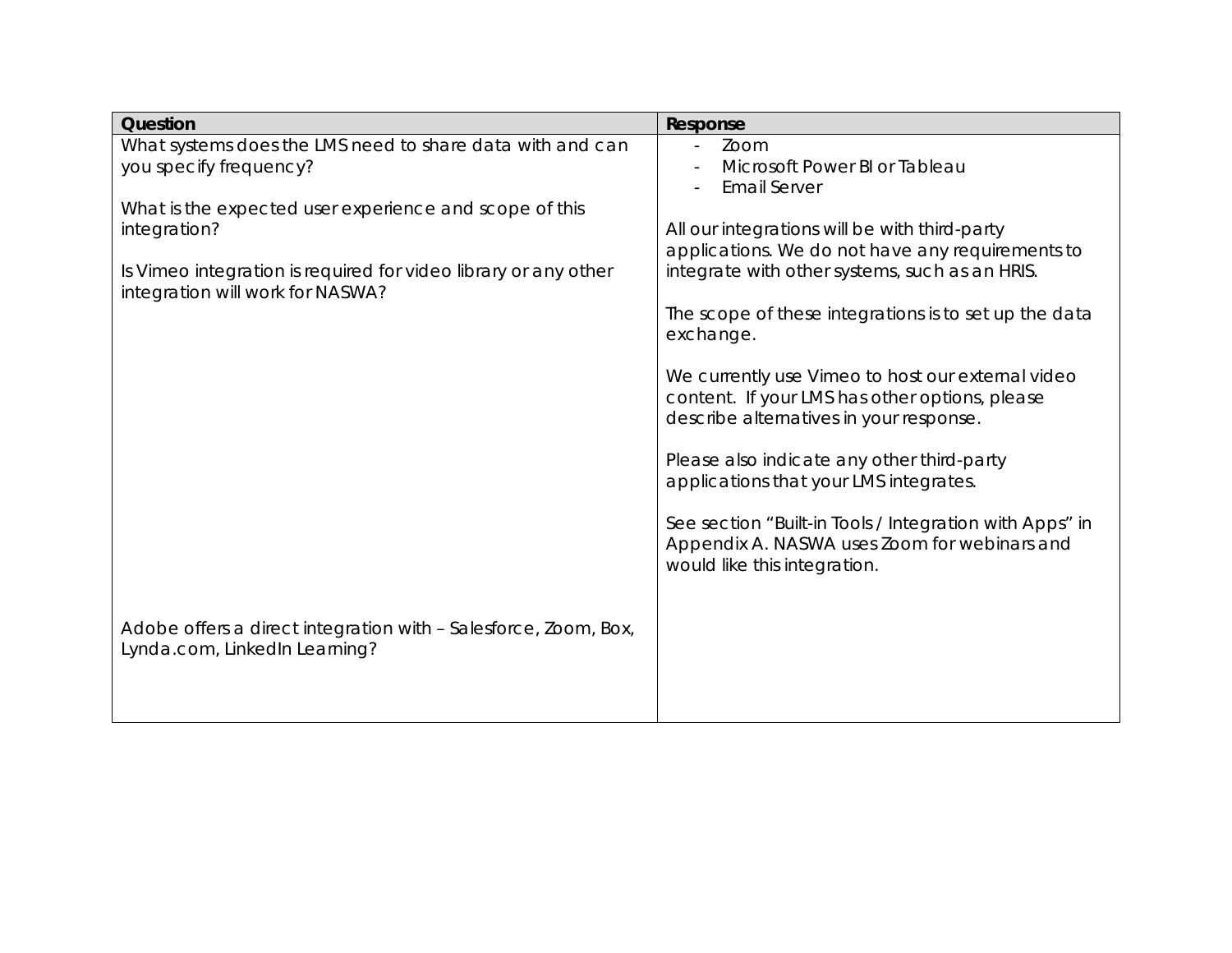| Question | Response |
| --- | --- |
| What systems does the LMS need to share data with and can you specify frequency?<br><br>What is the expected user experience and scope of this integration?<br><br>Is Vimeo integration is required for video library or any other integration will work for NASWA? | - Zoom<br>- Microsoft Power BI or Tableau<br>- Email Server<br><br>All our integrations will be with third-party applications. We do not have any requirements to integrate with other systems, such as an HRIS.<br><br>The scope of these integrations is to set up the data exchange.<br><br>We currently use Vimeo to host our external video content. If your LMS has other options, please describe alternatives in your response.<br><br>Please also indicate any other third-party applications that your LMS integrates.<br><br>See section "Built-in Tools / Integration with Apps" in Appendix A. NASWA uses Zoom for webinars and would like this integration. |
| Adobe offers a direct integration with – Salesforce, Zoom, Box, Lynda.com, LinkedIn Learning? | |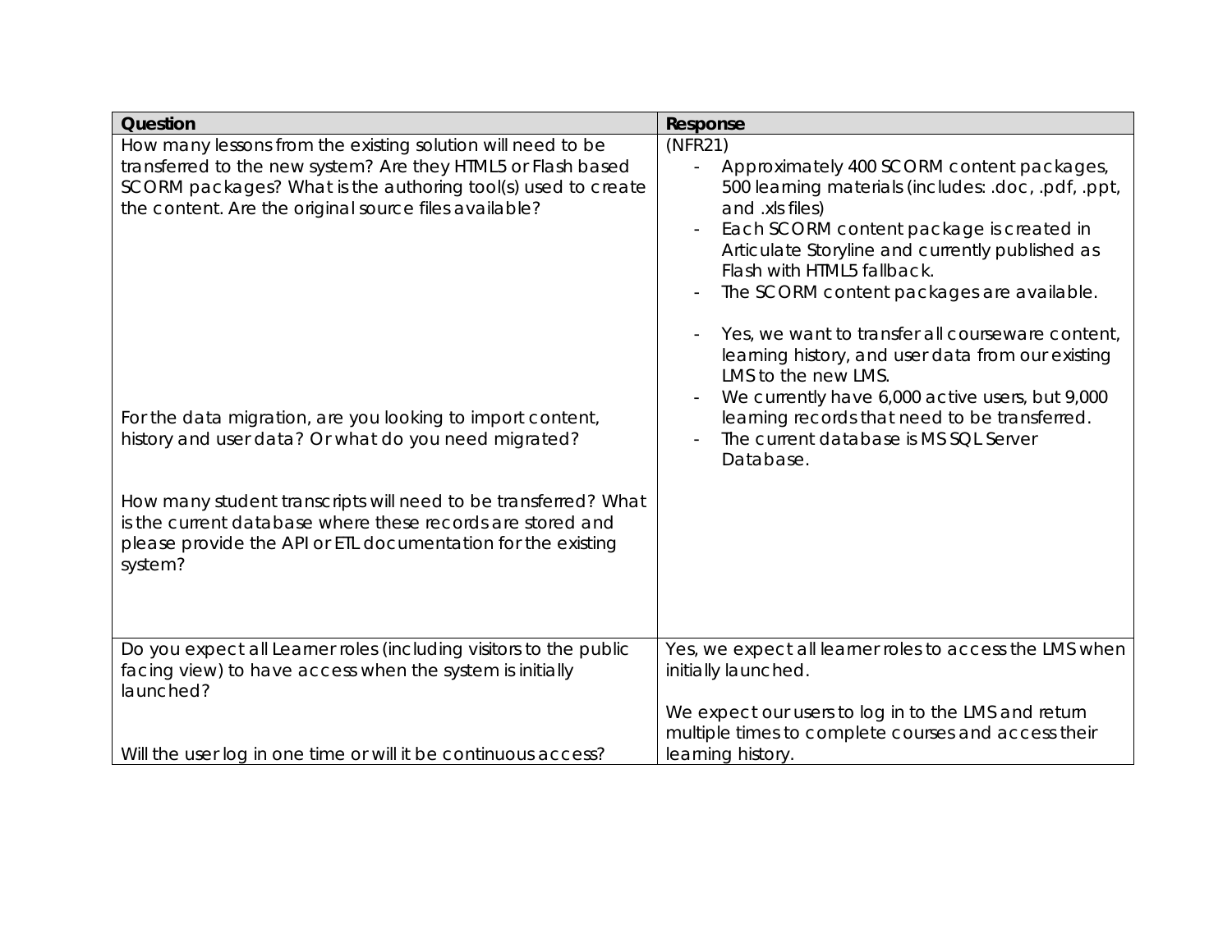| Question | Response |
| --- | --- |
| How many lessons from the existing solution will need to be transferred to the new system? Are they HTML5 or Flash based SCORM packages? What is the authoring tool(s) used to create the content. Are the original source files available?<br><br>For the data migration, are you looking to import content, history and user data? Or what do you need migrated?<br><br>How many student transcripts will need to be transferred? What is the current database where these records are stored and please provide the API or ETL documentation for the existing system? | (NFR21)<br>- Approximately 400 SCORM content packages, 500 learning materials (includes: .doc, .pdf, .ppt, and .xls files)<br>- Each SCORM content package is created in Articulate Storyline and currently published as Flash with HTML5 fallback.<br>- The SCORM content packages are available.<br><br>- Yes, we want to transfer all courseware content, learning history, and user data from our existing LMS to the new LMS.<br>- We currently have 6,000 active users, but 9,000 learning records that need to be transferred.<br>- The current database is MS SQL Server Database. |
| Do you expect all Learner roles (including visitors to the public facing view) to have access when the system is initially launched?<br><br>Will the user log in one time or will it be continuous access? | Yes, we expect all learner roles to access the LMS when initially launched.<br><br>We expect our users to log in to the LMS and return multiple times to complete courses and access their learning history. |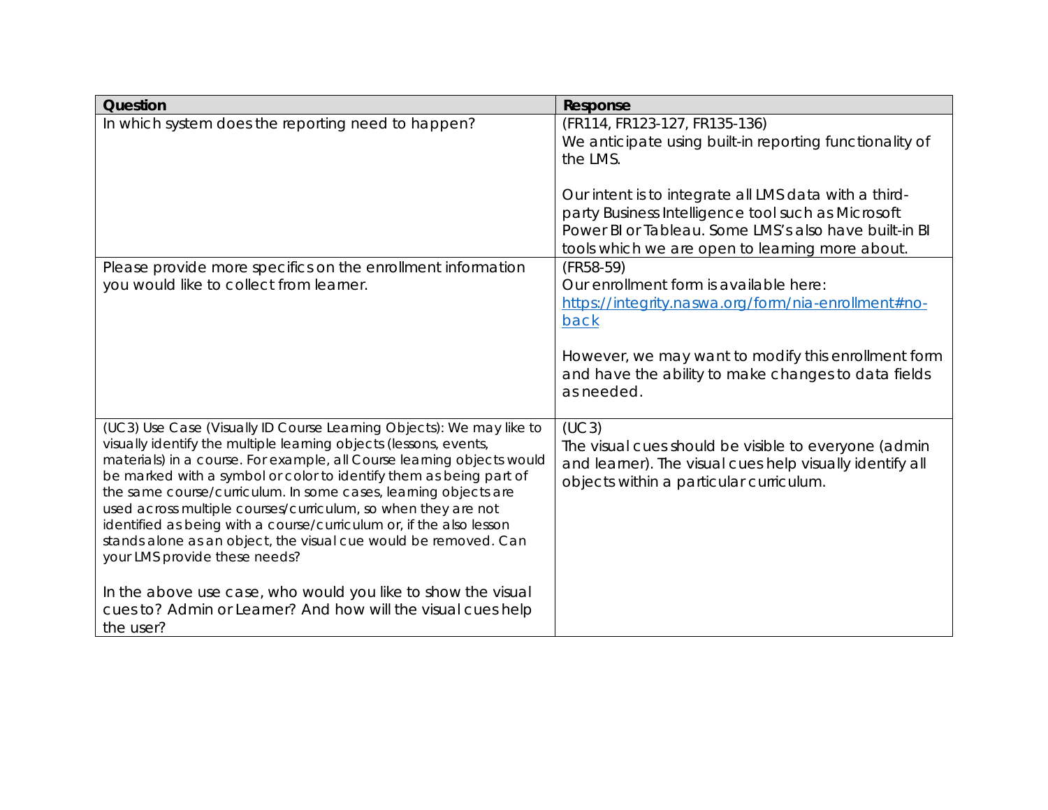| Question | Response |
| --- | --- |
| In which system does the reporting need to happen? | (FR114, FR123-127, FR135-136)<br>We anticipate using built-in reporting functionality of the LMS.<br><br>Our intent is to integrate all LMS data with a third-party Business Intelligence tool such as Microsoft Power BI or Tableau. Some LMS's also have built-in BI tools which we are open to learning more about. |
| Please provide more specifics on the enrollment information you would like to collect from learner. | (FR58-59)<br>Our enrollment form is available here: [https://integrity.naswa.org/form/nia-enrollment#no-back](https://integrity.naswa.org/form/nia-enrollment#no-back)<br><br>However, we may want to modify this enrollment form and have the ability to make changes to data fields as needed. |
| (UC3) Use Case (Visually ID Course Learning Objects): We may like to visually identify the multiple learning objects (lessons, events, materials) in a course. For example, all Course learning objects would be marked with a symbol or color to identify them as being part of the same course/curriculum. In some cases, learning objects are used across multiple courses/curriculum, so when they are not identified as being with a course/curriculum or, if the also lesson stands alone as an object, the visual cue would be removed. Can your LMS provide these needs?<br><br>In the above use case, who would you like to show the visual cues to? Admin or Learner? And how will the visual cues help the user? | (UC3)<br>The visual cues should be visible to everyone (admin and learner). The visual cues help visually identify all objects within a particular curriculum. |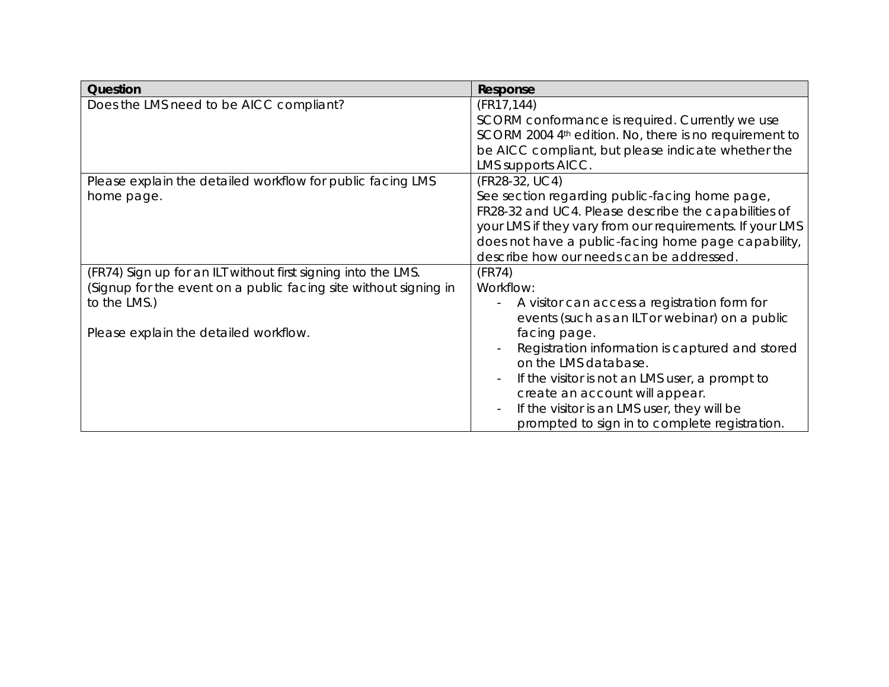| Question | Response |
| --- | --- |
| Does the LMS need to be AICC compliant? | (FR17,144)<br>SCORM conformance is required. Currently we use SCORM 2004 4th edition. No, there is no requirement to be AICC compliant, but please indicate whether the LMS supports AICC. |
| Please explain the detailed workflow for public facing LMS home page. | (FR28-32, UC4)<br>See section regarding public-facing home page, FR28-32 and UC4. Please describe the capabilities of your LMS if they vary from our requirements. If your LMS does not have a public-facing home page capability, describe how our needs can be addressed. |
| (FR74) Sign up for an ILT without first signing into the LMS. (Signup for the event on a public facing site without signing in to the LMS.)<br><br>Please explain the detailed workflow. | (FR74)<br>Workflow:<br>- A visitor can access a registration form for events (such as an ILT or webinar) on a public facing page.<br>- Registration information is captured and stored on the LMS database.<br>- If the visitor is not an LMS user, a prompt to create an account will appear.<br>- If the visitor is an LMS user, they will be prompted to sign in to complete registration. |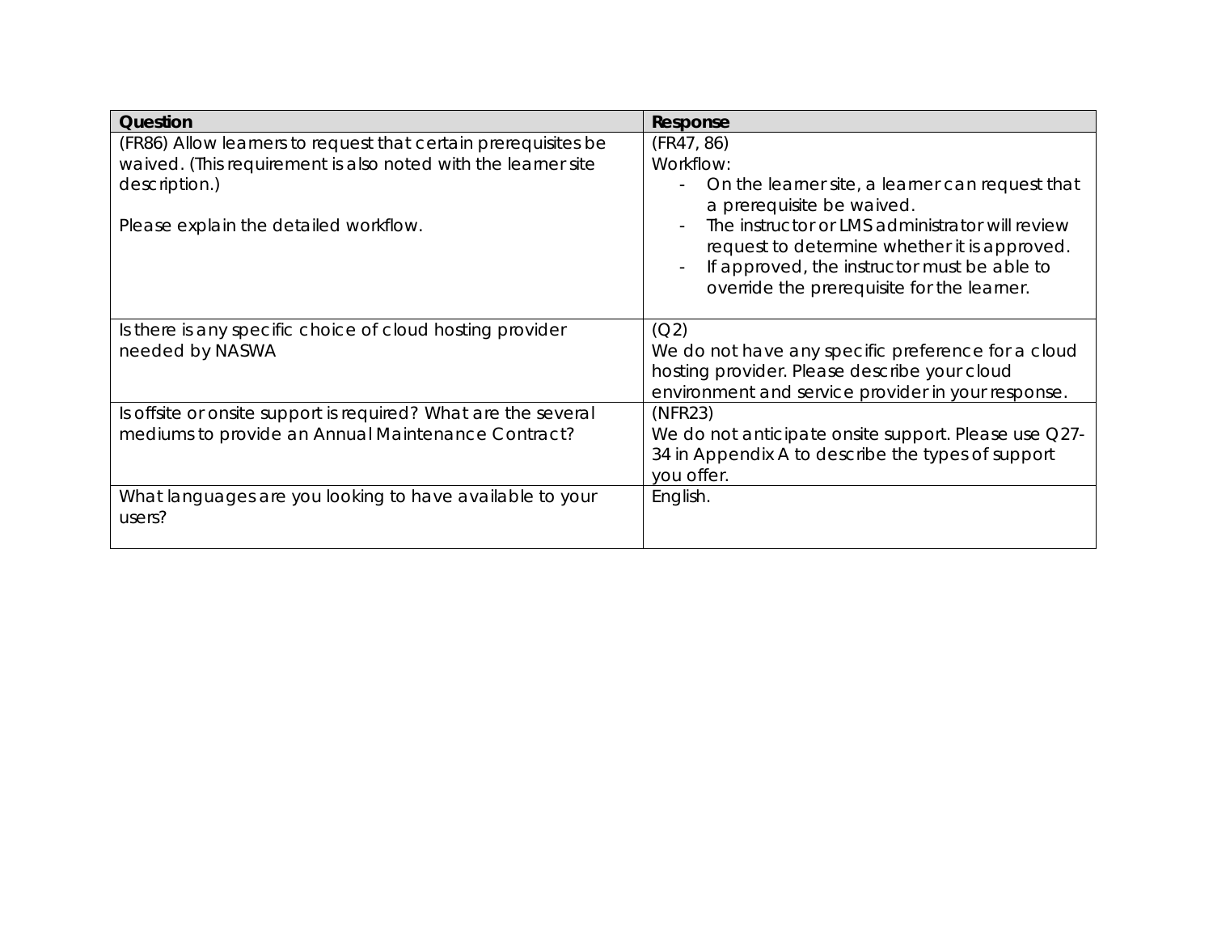| Question | Response |
| --- | --- |
| (FR86) Allow learners to request that certain prerequisites be waived. (This requirement is also noted with the learner site description.)<br><br>Please explain the detailed workflow. | (FR47, 86)<br>Workflow:<br>- On the learner site, a learner can request that a prerequisite be waived.<br>- The instructor or LMS administrator will review request to determine whether it is approved.<br>- If approved, the instructor must be able to override the prerequisite for the learner. |
| Is there is any specific choice of cloud hosting provider needed by NASWA | (Q2)<br>We do not have any specific preference for a cloud hosting provider. Please describe your cloud environment and service provider in your response. |
| Is offsite or onsite support is required? What are the several mediums to provide an Annual Maintenance Contract? | (NFR23)<br>We do not anticipate onsite support. Please use Q27-34 in Appendix A to describe the types of support you offer. |
| What languages are you looking to have available to your users? | English. |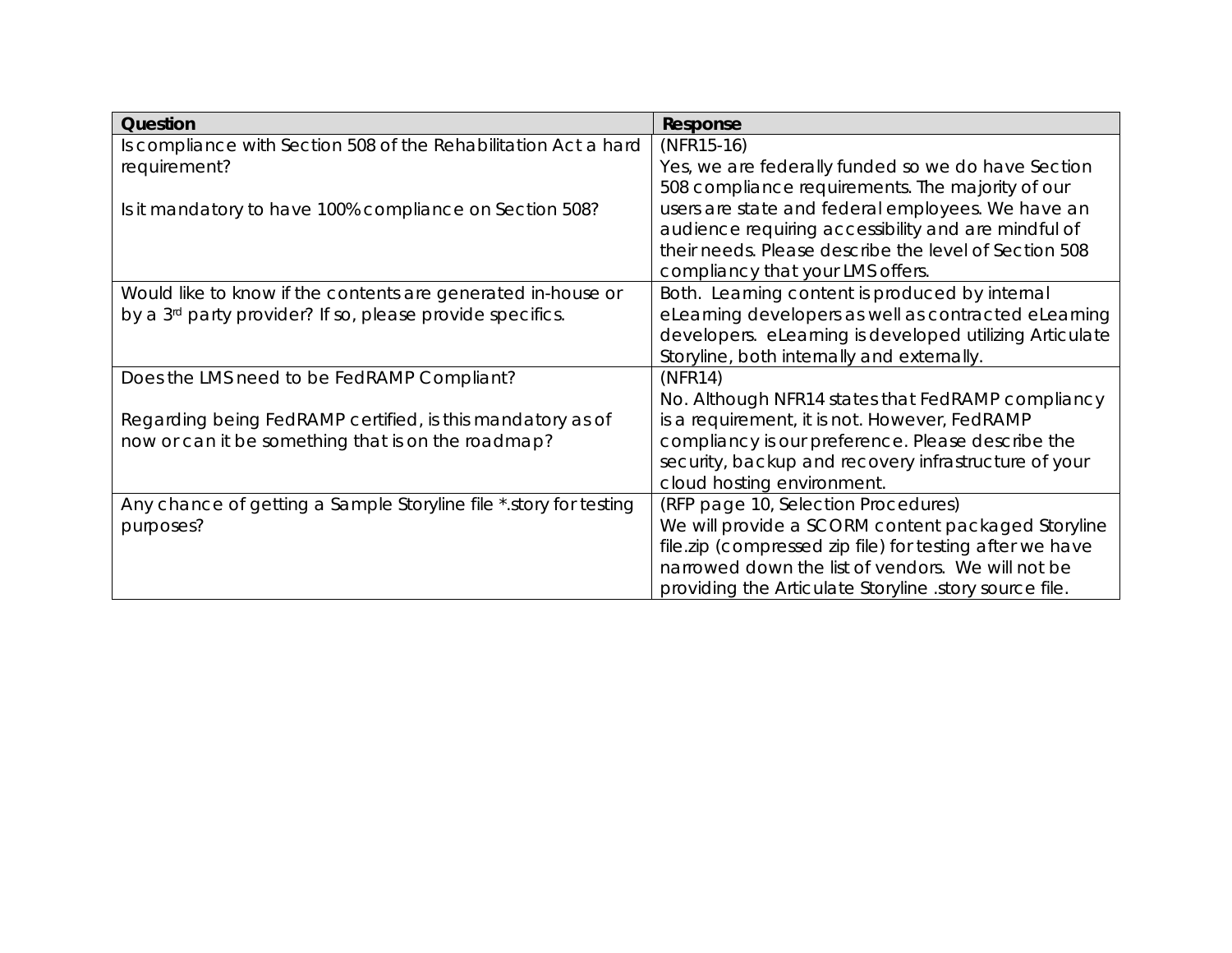| Question | Response |
| --- | --- |
| Is compliance with Section 508 of the Rehabilitation Act a hard requirement?<br><br>Is it mandatory to have 100% compliance on Section 508? | (NFR15-16)<br>Yes, we are federally funded so we do have Section 508 compliance requirements. The majority of our users are state and federal employees. We have an audience requiring accessibility and are mindful of their needs. Please describe the level of Section 508 compliancy that your LMS offers. |
| Would like to know if the contents are generated in-house or by a 3rd party provider? If so, please provide specifics. | Both. Learning content is produced by internal eLearning developers as well as contracted eLearning developers. eLearning is developed utilizing Articulate Storyline, both internally and externally. |
| Does the LMS need to be FedRAMP Compliant?<br><br>Regarding being FedRAMP certified, is this mandatory as of now or can it be something that is on the roadmap? | (NFR14)<br>No. Although NFR14 states that FedRAMP compliancy is a requirement, it is not. However, FedRAMP compliancy is our preference. Please describe the security, backup and recovery infrastructure of your cloud hosting environment. |
| Any chance of getting a Sample Storyline file *.story for testing purposes? | (RFP page 10, Selection Procedures)<br>We will provide a SCORM content packaged Storyline file.zip (compressed zip file) for testing after we have narrowed down the list of vendors. We will not be providing the Articulate Storyline .story source file. |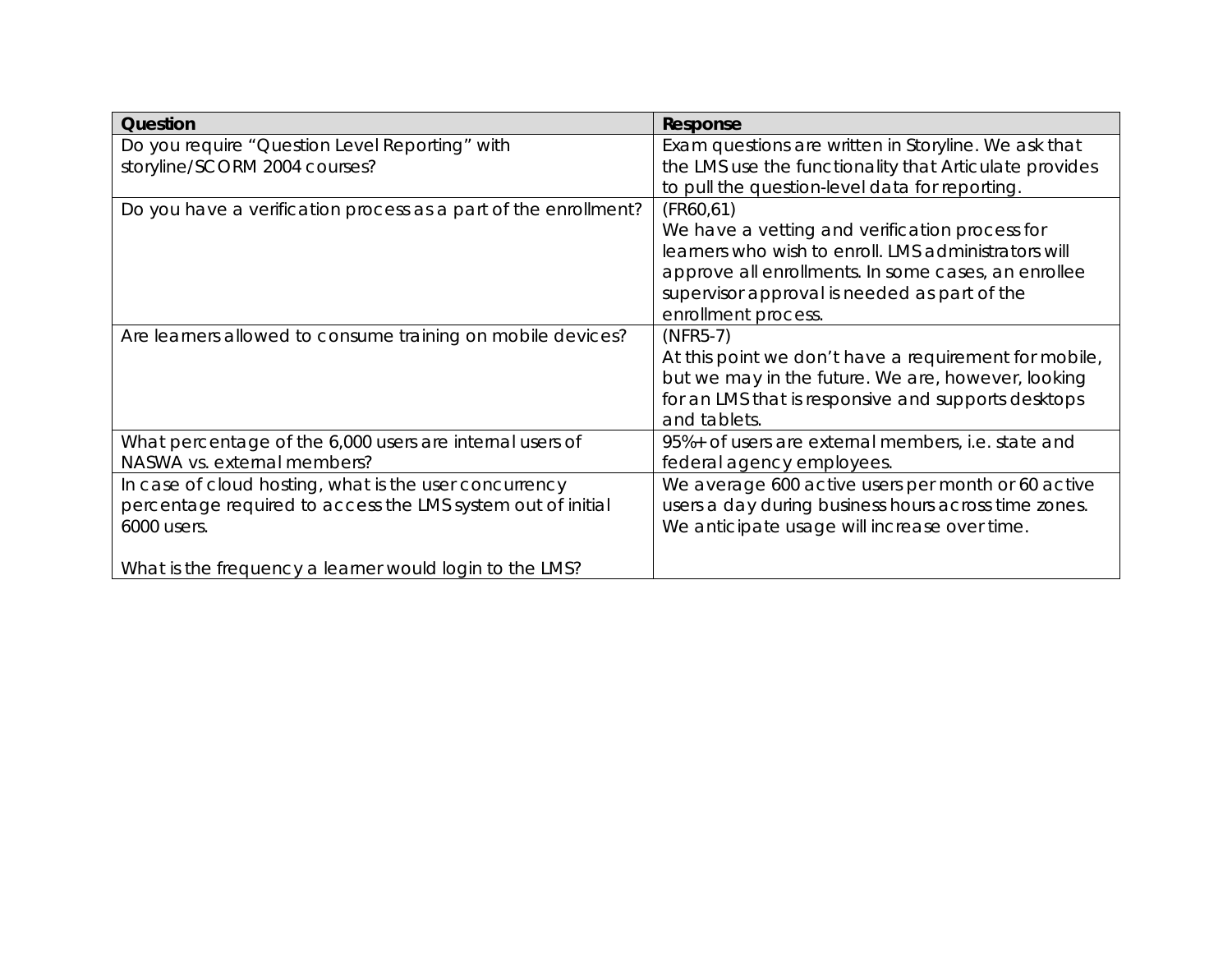| Question | Response |
|---|---|
| Do you require “Question Level Reporting” with storyline/SCORM 2004 courses? | Exam questions are written in Storyline. We ask that the LMS use the functionality that Articulate provides to pull the question-level data for reporting. |
| Do you have a verification process as a part of the enrollment? | (FR60,61)<br>We have a vetting and verification process for learners who wish to enroll. LMS administrators will approve all enrollments. In some cases, an enrollee supervisor approval is needed as part of the enrollment process. |
| Are learners allowed to consume training on mobile devices? | (NFR5-7)<br>At this point we don’t have a requirement for mobile, but we may in the future. We are, however, looking for an LMS that is responsive and supports desktops and tablets. |
| What percentage of the 6,000 users are internal users of NASWA vs. external members? | 95%+ of users are external members, i.e. state and federal agency employees. |
| In case of cloud hosting, what is the user concurrency percentage required to access the LMS system out of initial 6000 users.<br><br>What is the frequency a learner would login to the LMS? | We average 600 active users per month or 60 active users a day during business hours across time zones. We anticipate usage will increase over time. |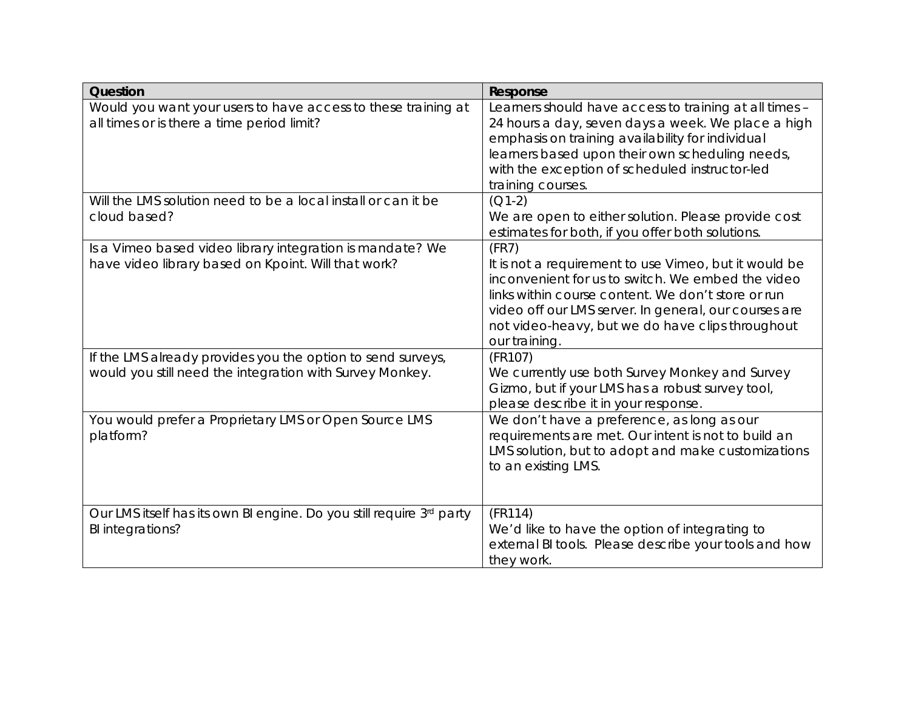| Question | Response |
|---|---|
| Would you want your users to have access to these training at all times or is there a time period limit? | Learners should have access to training at all times – 24 hours a day, seven days a week. We place a high emphasis on training availability for individual learners based upon their own scheduling needs, with the exception of scheduled instructor-led training courses. |
| Will the LMS solution need to be a local install or can it be cloud based? | (Q1-2)<br>We are open to either solution. Please provide cost estimates for both, if you offer both solutions. |
| Is a Vimeo based video library integration is mandate? We have video library based on Kpoint. Will that work? | (FR7)<br>It is not a requirement to use Vimeo, but it would be inconvenient for us to switch. We embed the video links within course content. We don't store or run video off our LMS server. In general, our courses are not video-heavy, but we do have clips throughout our training. |
| If the LMS already provides you the option to send surveys, would you still need the integration with Survey Monkey. | (FR107)<br>We currently use both Survey Monkey and Survey Gizmo, but if your LMS has a robust survey tool, please describe it in your response. |
| You would prefer a Proprietary LMS or Open Source LMS platform? | We don't have a preference, as long as our requirements are met. Our intent is not to build an LMS solution, but to adopt and make customizations to an existing LMS. |
| Our LMS itself has its own BI engine. Do you still require 3rd party BI integrations? | (FR114)<br>We'd like to have the option of integrating to external BI tools. Please describe your tools and how they work. |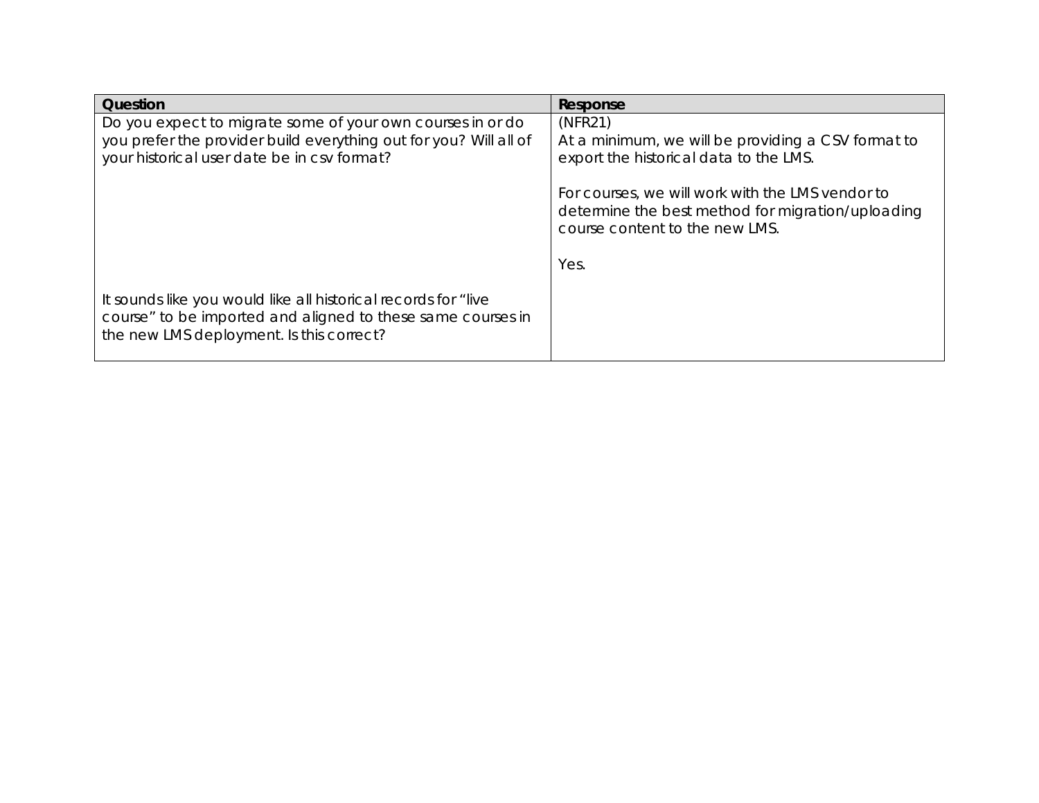| Question | Response |
|---|---|
| Do you expect to migrate some of your own courses in or do you prefer the provider build everything out for you? Will all of your historical user date be in csv format?<br><br>It sounds like you would like all historical records for "live course" to be imported and aligned to these same courses in the new LMS deployment. Is this correct? | (NFR21)<br>At a minimum, we will be providing a CSV format to export the historical data to the LMS.<br><br>For courses, we will work with the LMS vendor to determine the best method for migration/uploading course content to the new LMS.<br><br>Yes. |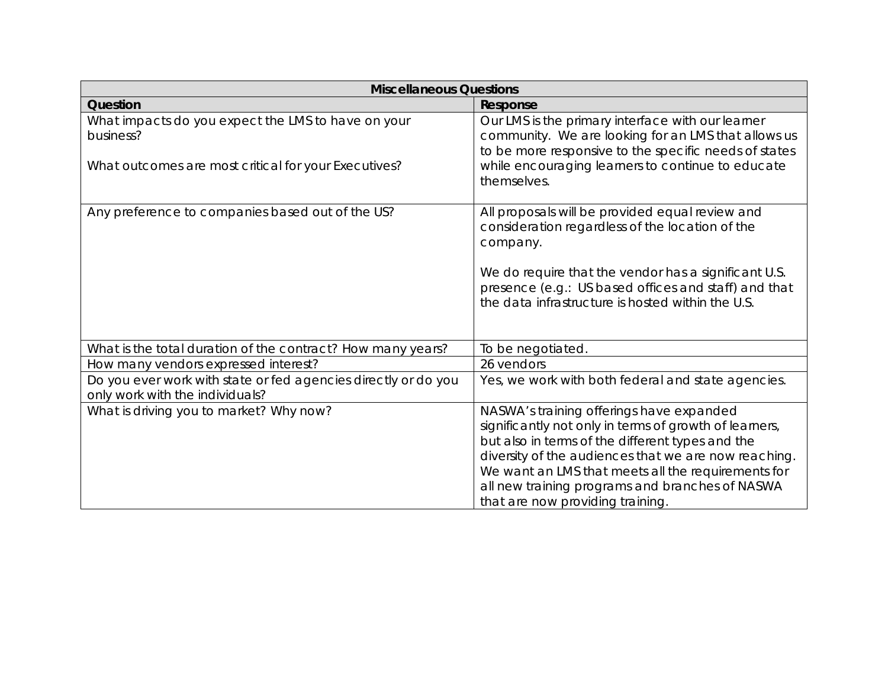| Miscellaneous Questions | |
|---|---|
| **Question** | **Response** |
| What impacts do you expect the LMS to have on your business?<br><br>What outcomes are most critical for your Executives? | Our LMS is the primary interface with our learner community. We are looking for an LMS that allows us to be more responsive to the specific needs of states while encouraging learners to continue to educate themselves. |
| Any preference to companies based out of the US? | All proposals will be provided equal review and consideration regardless of the location of the company.<br><br>We do require that the vendor has a significant U.S. presence (e.g.: US based offices and staff) and that the data infrastructure is hosted within the U.S. |
| What is the total duration of the contract? How many years? | To be negotiated. |
| How many vendors expressed interest? | 26 vendors |
| Do you ever work with state or fed agencies directly or do you only work with the individuals? | Yes, we work with both federal and state agencies. |
| What is driving you to market? Why now? | NASWA's training offerings have expanded significantly not only in terms of growth of learners, but also in terms of the different types and the diversity of the audiences that we are now reaching. We want an LMS that meets all the requirements for all new training programs and branches of NASWA that are now providing training. |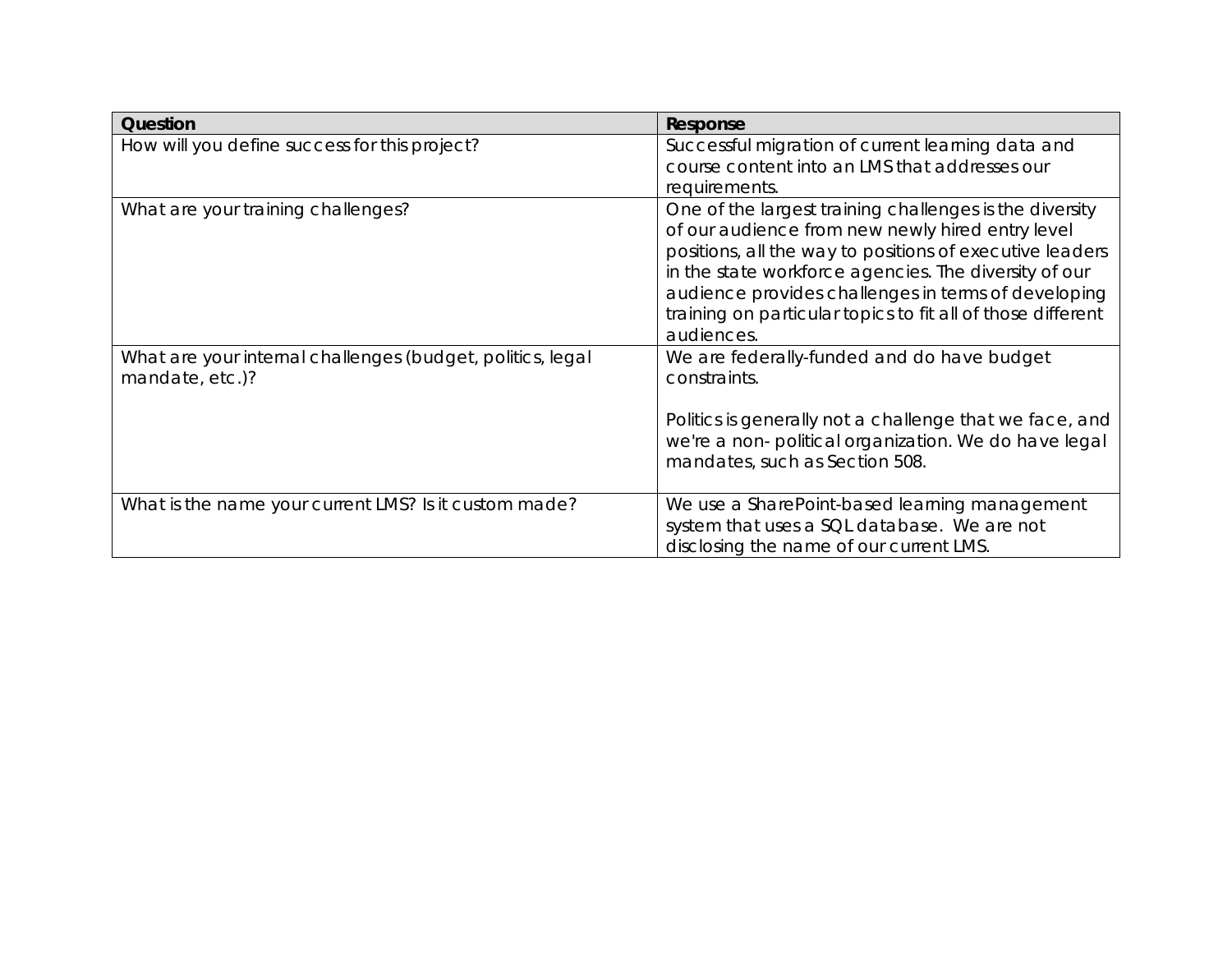| Question | Response |
| --- | --- |
| How will you define success for this project? | Successful migration of current learning data and course content into an LMS that addresses our requirements. |
| What are your training challenges? | One of the largest training challenges is the diversity of our audience from new newly hired entry level positions, all the way to positions of executive leaders in the state workforce agencies. The diversity of our audience provides challenges in terms of developing training on particular topics to fit all of those different audiences. |
| What are your internal challenges (budget, politics, legal mandate, etc.)? | We are federally-funded and do have budget constraints.<br><br>Politics is generally not a challenge that we face, and we're a non- political organization. We do have legal mandates, such as Section 508. |
| What is the name your current LMS? Is it custom made? | We use a SharePoint-based learning management system that uses a SQL database. We are not disclosing the name of our current LMS. |